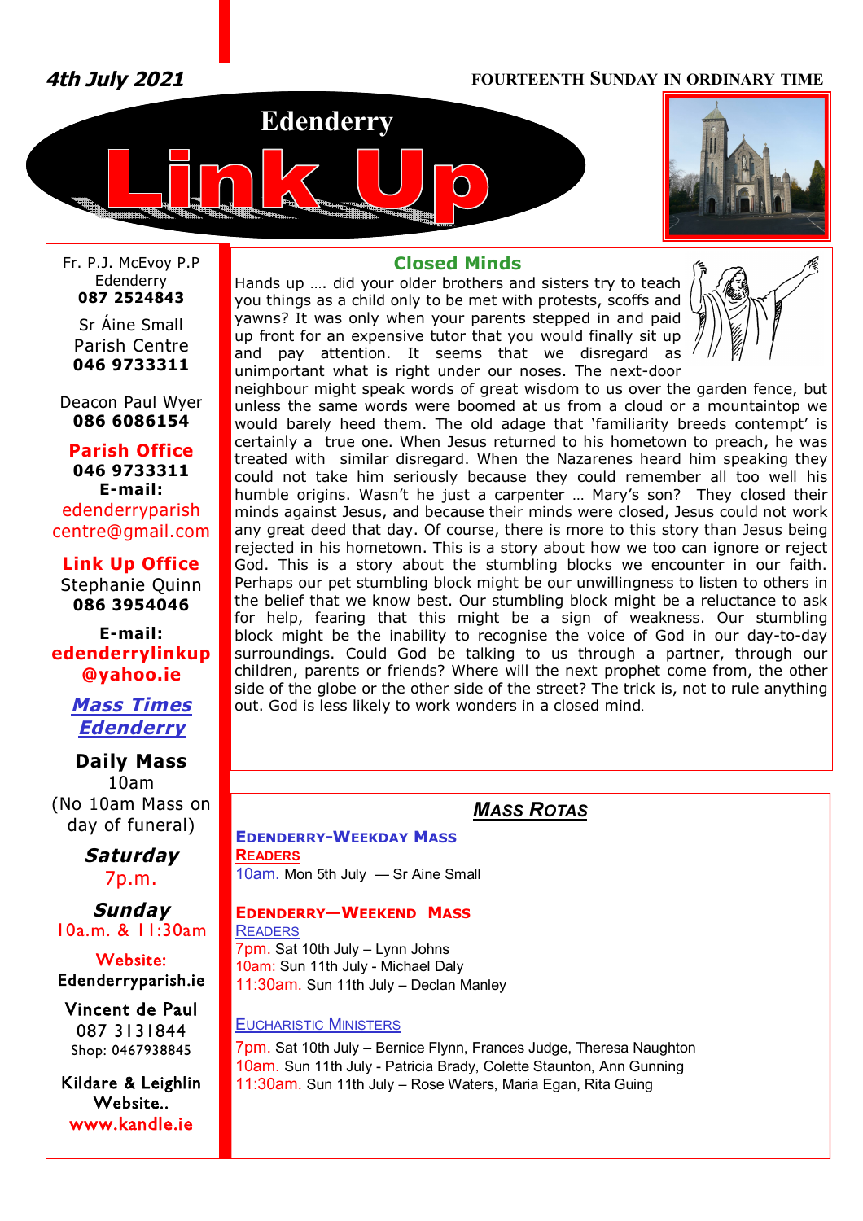4th July 2021

FOURTEENTH SUNDAY IN ORDINARY TIME

# Edenderry Link Up

Fr. P.J. McEvoy P.P
Edenderry
**087 2524843**

Sr Áine Small
Parish Centre
**046 9733311**

Deacon Paul Wyer
**086 6086154**

**Parish Office**
**046 9733311**
**E-mail:**
edenderryparish
centre@gmail.com

**Link Up Office**
Stephanie Quinn
**086 3954046**

**E-mail:**
**edenderrylinkup**
**@yahoo.ie**

***Mass Times Edenderry***

**Daily Mass**
10am
(No 10am Mass on day of funeral)

***Saturday***
7p.m.

***Sunday***
10a.m. & 11:30am

**Website:**
**Edenderryparish.ie**

**Vincent de Paul**
087 3131844
Shop: 0467938845

**Kildare & Leighlin Website..**
**www.kandle.ie**

## Closed Minds

Hands up …. did your older brothers and sisters try to teach you things as a child only to be met with protests, scoffs and yawns? It was only when your parents stepped in and paid up front for an expensive tutor that you would finally sit up and pay attention. It seems that we disregard as unimportant what is right under our noses. The next-door neighbour might speak words of great wisdom to us over the garden fence, but unless the same words were boomed at us from a cloud or a mountaintop we would barely heed them. The old adage that 'familiarity breeds contempt' is certainly a true one. When Jesus returned to his hometown to preach, he was treated with similar disregard. When the Nazarenes heard him speaking they could not take him seriously because they could remember all too well his humble origins. Wasn't he just a carpenter … Mary's son? They closed their minds against Jesus, and because their minds were closed, Jesus could not work any great deed that day. Of course, there is more to this story than Jesus being rejected in his hometown. This is a story about how we too can ignore or reject God. This is a story about the stumbling blocks we encounter in our faith. Perhaps our pet stumbling block might be our unwillingness to listen to others in the belief that we know best. Our stumbling block might be a reluctance to ask for help, fearing that this might be a sign of weakness. Our stumbling block might be the inability to recognise the voice of God in our day-to-day surroundings. Could God be talking to us through a partner, through our children, parents or friends? Where will the next prophet come from, the other side of the globe or the other side of the street? The trick is, not to rule anything out. God is less likely to work wonders in a closed mind.

## *MASS ROTAS*

**EDENDERRY-WEEKDAY MASS**

READERS

10am. Mon 5th July — Sr Aine Small

**EDENDERRY—WEEKEND MASS**

READERS

7pm. Sat 10th July – Lynn Johns
10am: Sun 11th July - Michael Daly
11:30am. Sun 11th July – Declan Manley

EUCHARISTIC MINISTERS

7pm. Sat 10th July – Bernice Flynn, Frances Judge, Theresa Naughton
10am. Sun 11th July - Patricia Brady, Colette Staunton, Ann Gunning
11:30am. Sun 11th July – Rose Waters, Maria Egan, Rita Guing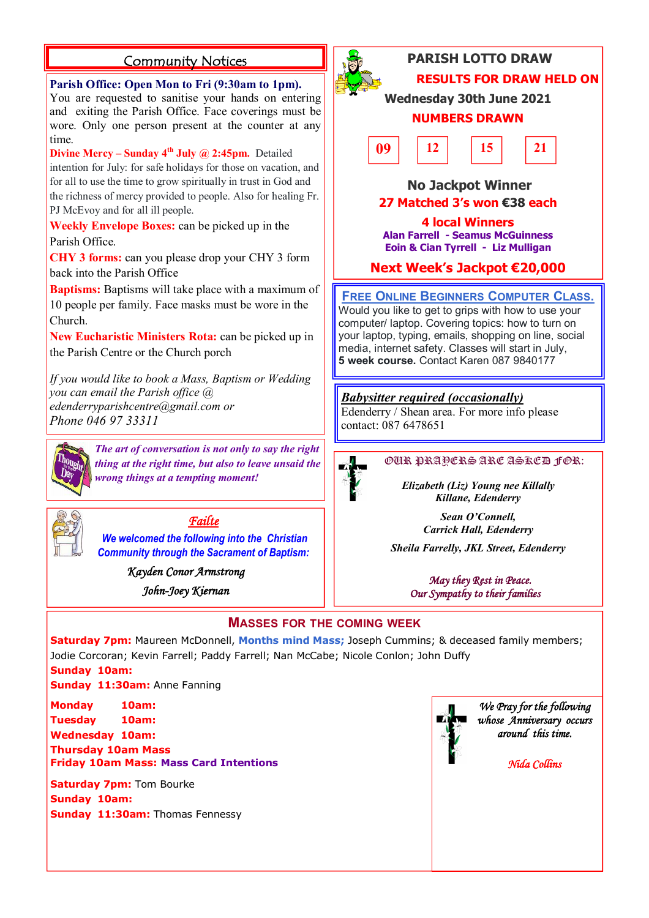## Community Notices

**Parish Office: Open Mon to Fri (9:30am to 1pm).** You are requested to sanitise your hands on entering and exiting the Parish Office. Face coverings must be wore. Only one person present at the counter at any time.

**Divine Mercy – Sunday 4th July @ 2:45pm.** Detailed intention for July: for safe holidays for those on vacation, and for all to use the time to grow spiritually in trust in God and the richness of mercy provided to people. Also for healing Fr. PJ McEvoy and for all ill people.

**Weekly Envelope Boxes:** can be picked up in the Parish Office.

**CHY 3 forms:** can you please drop your CHY 3 form back into the Parish Office

**Baptisms:** Baptisms will take place with a maximum of 10 people per family. Face masks must be wore in the Church.

**New Eucharistic Ministers Rota:** can be picked up in the Parish Centre or the Church porch

*If you would like to book a Mass, Baptism or Wedding you can email the Parish office @ edenderryparishcentre@gmail.com or Phone 046 97 33311*

**Thought for the Day**

*The art of conversation is not only to say the right thing at the right time, but also to leave unsaid the wrong things at a tempting moment!*

## Failte

*We welcomed the following into the Christian Community through the Sacrament of Baptism:*

*Kayden Conor Armstrong*
*John-Joey Kiernan*

## PARISH LOTTO DRAW

**RESULTS FOR DRAW HELD ON Wednesday 30th June 2021**

**NUMBERS DRAWN**

**09 | 12 | 15 | 21**

**No Jackpot Winner**

**27 Matched 3's won €38 each**

**4 local Winners**

Alan Farrell - Seamus McGuinness
Eoin & Cian Tyrrell - Liz Mulligan

**Next Week's Jackpot €20,000**

## FREE ONLINE BEGINNERS COMPUTER CLASS.

Would you like to get to grips with how to use your computer/ laptop. Covering topics: how to turn on your laptop, typing, emails, shopping on line, social media, internet safety. Classes will start in July, **5 week course.** Contact Karen 087 9840177

## Babysitter required (occasionally)

Edenderry / Shean area. For more info please contact: 087 6478651

## OUR PRAYERS ARE ASKED FOR:

*Elizabeth (Liz) Young nee Killally*
*Killane, Edenderry*

*Sean O'Connell,*
*Carrick Hall, Edenderry*

*Sheila Farrelly, JKL Street, Edenderry*

*May they Rest in Peace.*
*Our Sympathy to their families*

## MASSES FOR THE COMING WEEK

**Saturday 7pm:** Maureen McDonnell, **Months mind Mass;** Joseph Cummins; & deceased family members; Jodie Corcoran; Kevin Farrell; Paddy Farrell; Nan McCabe; Nicole Conlon; John Duffy
**Sunday 10am:**
**Sunday 11:30am:** Anne Fanning

**Monday 10am:**
**Tuesday 10am:**
**Wednesday 10am:**
**Thursday 10am Mass**
**Friday 10am Mass: Mass Card Intentions**

**Saturday 7pm:** Tom Bourke
**Sunday 10am:**
**Sunday 11:30am:** Thomas Fennessy

*We Pray for the following whose Anniversary occurs around this time.*

*Nida Collins*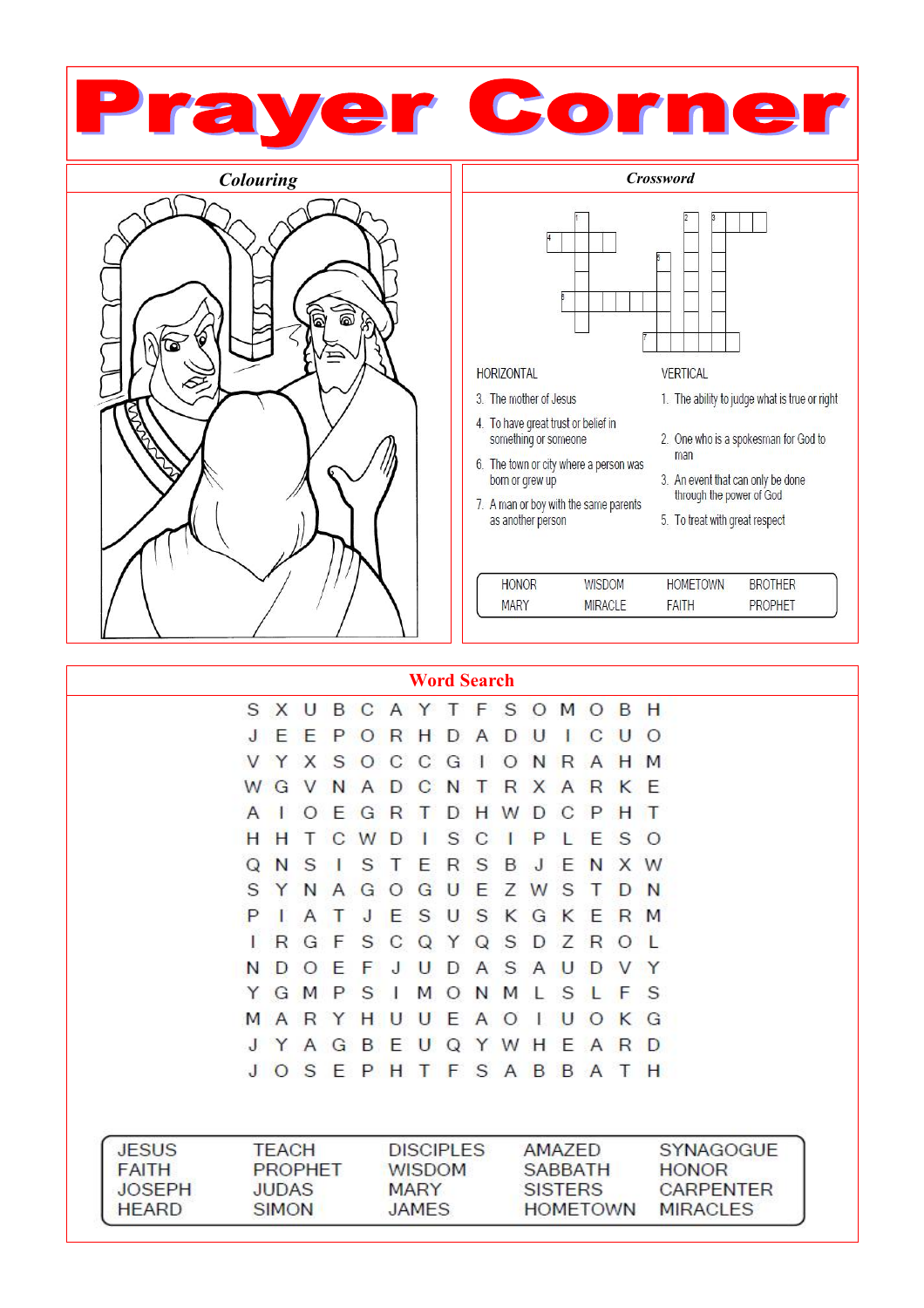# Prayer Corner

## Colouring

## Crossword

**HORIZONTAL**

3. The mother of Jesus
4. To have great trust or belief in something or someone
6. The town or city where a person was born or grew up
7. A man or boy with the same parents as another person

**VERTICAL**

1. The ability to judge what is true or right
2. One who is a spokesman for God to man
3. An event that can only be done through the power of God
5. To treat with great respect

| | | | |
|---|---|---|---|
| HONOR | WISDOM | HOMETOWN | BROTHER |
| MARY | MIRACLE | FAITH | PROPHET |

## Word Search

```
S X U B C A Y T F S O M O B H
J E E P O R H D A D U I C U O
V Y X S O C C G I O N R A H M
W G V N A D C N T R X A R K E
A I O E G R T D H W D C P H T
H H T C W D I S C I P L E S O
Q N S I S T E R S B J E N X W
S Y N A G O G U E Z W S T D N
P I A T J E S U S K G K E R M
I R G F S C Q Y Q S D Z R O L
N D O E F J U D A S A U D V Y
Y G M P S I M O N M L S L F S
M A R Y H U U E A O I U O K G
J Y A G B E U Q Y W H E A R D
J O S E P H T F S A B B A T H
```

| | | | | |
|---|---|---|---|---|
| JESUS | TEACH | DISCIPLES | AMAZED | SYNAGOGUE |
| FAITH | PROPHET | WISDOM | SABBATH | HONOR |
| JOSEPH | JUDAS | MARY | SISTERS | CARPENTER |
| HEARD | SIMON | JAMES | HOMETOWN | MIRACLES |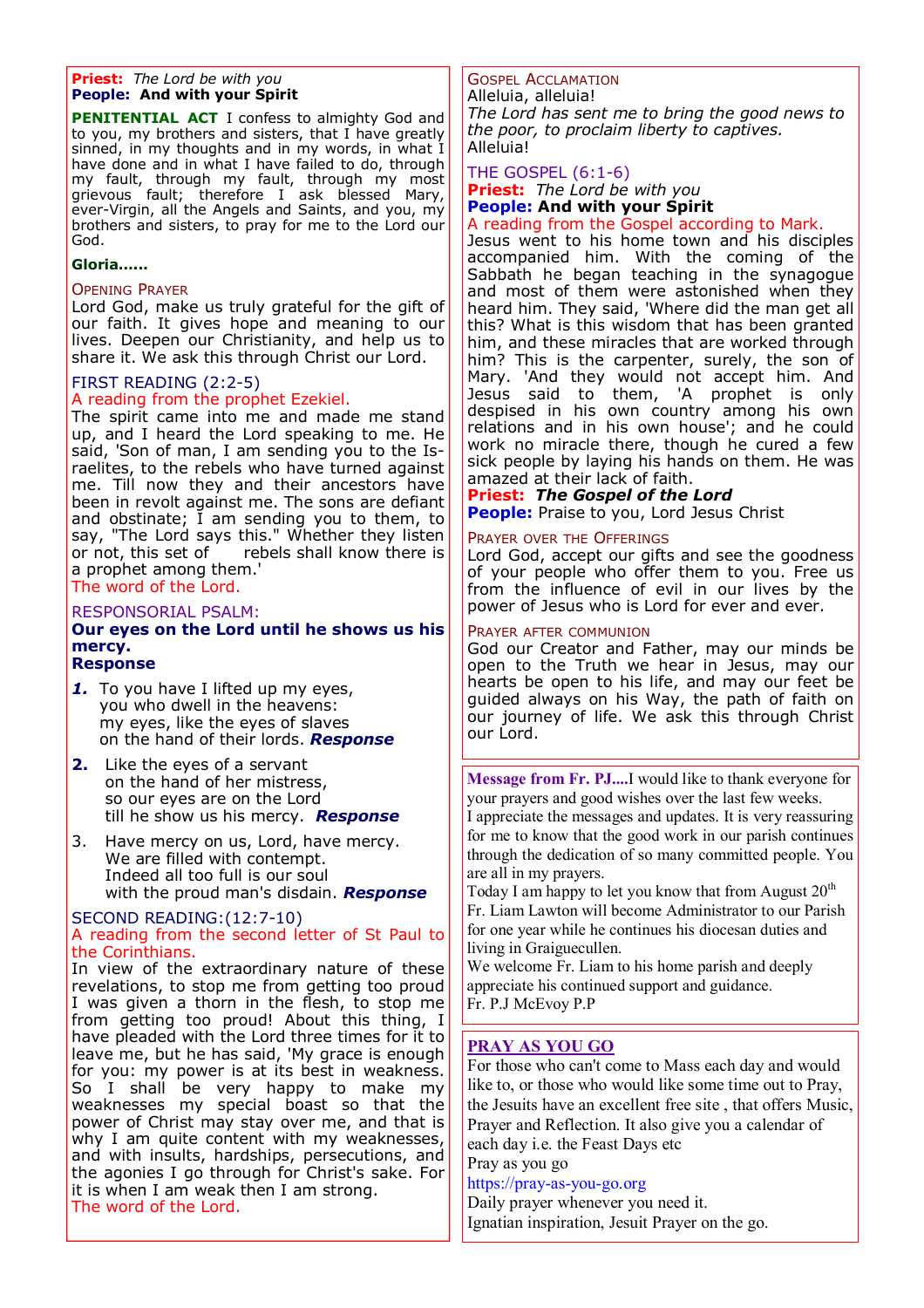**Priest:** *The Lord be with you*
**People: And with your Spirit**

**PENITENTIAL ACT** I confess to almighty God and to you, my brothers and sisters, that I have greatly sinned, in my thoughts and in my words, in what I have done and in what I have failed to do, through my fault, through my fault, through my most grievous fault; therefore I ask blessed Mary, ever-Virgin, all the Angels and Saints, and you, my brothers and sisters, to pray for me to the Lord our God.

**Gloria……**

### Opening Prayer

Lord God, make us truly grateful for the gift of our faith. It gives hope and meaning to our lives. Deepen our Christianity, and help us to share it. We ask this through Christ our Lord.

### FIRST READING (2:2-5)

A reading from the prophet Ezekiel.

The spirit came into me and made me stand up, and I heard the Lord speaking to me. He said, 'Son of man, I am sending you to the Israelites, to the rebels who have turned against me. Till now they and their ancestors have been in revolt against me. The sons are defiant and obstinate; I am sending you to them, to say, "The Lord says this." Whether they listen or not, this set of rebels shall know there is a prophet among them.'

The word of the Lord.

### RESPONSORIAL PSALM:

**Our eyes on the Lord until he shows us his mercy.**
**Response**

1. To you have I lifted up my eyes,
   you who dwell in the heavens:
   my eyes, like the eyes of slaves
   on the hand of their lords. ***Response***

2. Like the eyes of a servant
   on the hand of her mistress,
   so our eyes are on the Lord
   till he show us his mercy. ***Response***

3. Have mercy on us, Lord, have mercy.
   We are filled with contempt.
   Indeed all too full is our soul
   with the proud man's disdain. ***Response***

### SECOND READING:(12:7-10)

A reading from the second letter of St Paul to the Corinthians.

In view of the extraordinary nature of these revelations, to stop me from getting too proud I was given a thorn in the flesh, to stop me from getting too proud! About this thing, I have pleaded with the Lord three times for it to leave me, but he has said, 'My grace is enough for you: my power is at its best in weakness. So I shall be very happy to make my weaknesses my special boast so that the power of Christ may stay over me, and that is why I am quite content with my weaknesses, and with insults, hardships, persecutions, and the agonies I go through for Christ's sake. For it is when I am weak then I am strong.

The word of the Lord.

### Gospel Acclamation

Alleluia, alleluia!
*The Lord has sent me to bring the good news to the poor, to proclaim liberty to captives.*
Alleluia!

### THE GOSPEL (6:1-6)

**Priest:** *The Lord be with you*
**People: And with your Spirit**

A reading from the Gospel according to Mark.

Jesus went to his home town and his disciples accompanied him. With the coming of the Sabbath he began teaching in the synagogue and most of them were astonished when they heard him. They said, 'Where did the man get all this? What is this wisdom that has been granted him, and these miracles that are worked through him? This is the carpenter, surely, the son of Mary. 'And they would not accept him. And Jesus said to them, 'A prophet is only despised in his own country among his own relations and in his own house'; and he could work no miracle there, though he cured a few sick people by laying his hands on them. He was amazed at their lack of faith.

**Priest:** ***The Gospel of the Lord***
**People:** Praise to you, Lord Jesus Christ

### Prayer over the Offerings

Lord God, accept our gifts and see the goodness of your people who offer them to you. Free us from the influence of evil in our lives by the power of Jesus who is Lord for ever and ever.

### Prayer after communion

God our Creator and Father, may our minds be open to the Truth we hear in Jesus, may our hearts be open to his life, and may our feet be guided always on his Way, the path of faith on our journey of life. We ask this through Christ our Lord.

---

**Message from Fr. PJ....**I would like to thank everyone for your prayers and good wishes over the last few weeks.
I appreciate the messages and updates. It is very reassuring for me to know that the good work in our parish continues through the dedication of so many committed people. You are all in my prayers.
Today I am happy to let you know that from August 20th Fr. Liam Lawton will become Administrator to our Parish for one year while he continues his diocesan duties and living in Graiguecullen.
We welcome Fr. Liam to his home parish and deeply appreciate his continued support and guidance.
Fr. P.J McEvoy P.P

---

### PRAY AS YOU GO

For those who can't come to Mass each day and would like to, or those who would like some time out to Pray, the Jesuits have an excellent free site , that offers Music, Prayer and Reflection. It also give you a calendar of each day i.e. the Feast Days etc
Pray as you go
https://pray-as-you-go.org
Daily prayer whenever you need it.
Ignatian inspiration, Jesuit Prayer on the go.